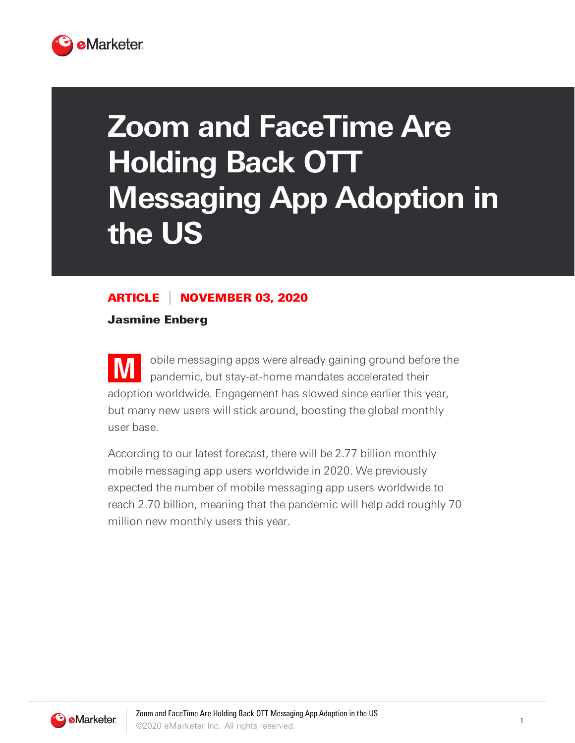# Zoom and FaceTime Are Holding Back OTT Messaging App Adoption in the US

**ARTICLE** | **NOVEMBER 03, 2020**

**Jasmine Enberg**

Mobile messaging apps were already gaining ground before the pandemic, but stay-at-home mandates accelerated their adoption worldwide. Engagement has slowed since earlier this year, but many new users will stick around, boosting the global monthly user base.

According to our latest forecast, there will be 2.77 billion monthly mobile messaging app users worldwide in 2020. We previously expected the number of mobile messaging app users worldwide to reach 2.70 billion, meaning that the pandemic will help add roughly 70 million new monthly users this year.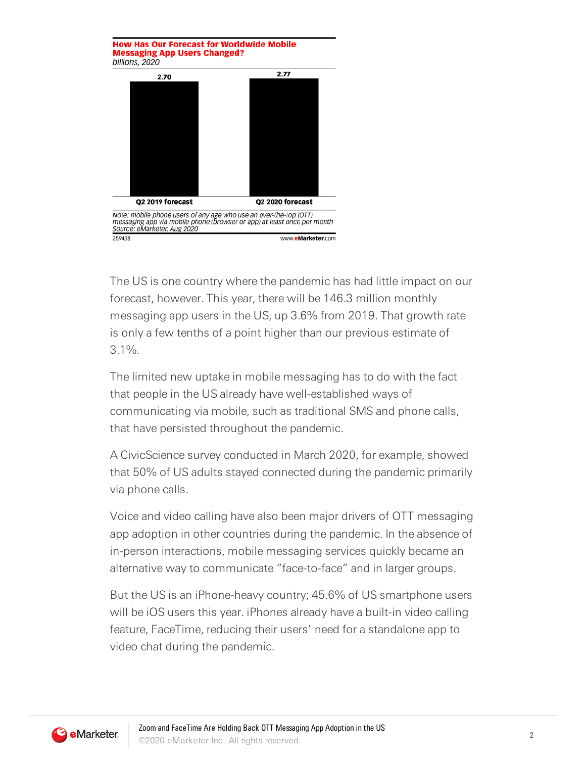**How Has Our Forecast for Worldwide Mobile Messaging App Users Changed?**
*billions, 2020*

| Q2 2019 forecast | Q2 2020 forecast |
| --- | --- |
| 2.70 | 2.77 |

*Note: mobile phone users of any age who use an over-the-top (OTT) messaging app via mobile phone (browser or app) at least once per month*
*Source: eMarketer, Aug 2020*

259438 www.eMarketer.com

The US is one country where the pandemic has had little impact on our forecast, however. This year, there will be 146.3 million monthly messaging app users in the US, up 3.6% from 2019. That growth rate is only a few tenths of a point higher than our previous estimate of 3.1%.

The limited new uptake in mobile messaging has to do with the fact that people in the US already have well-established ways of communicating via mobile, such as traditional SMS and phone calls, that have persisted throughout the pandemic.

A CivicScience survey conducted in March 2020, for example, showed that 50% of US adults stayed connected during the pandemic primarily via phone calls.

Voice and video calling have also been major drivers of OTT messaging app adoption in other countries during the pandemic. In the absence of in-person interactions, mobile messaging services quickly became an alternative way to communicate "face-to-face" and in larger groups.

But the US is an iPhone-heavy country; 45.6% of US smartphone users will be iOS users this year. iPhones already have a built-in video calling feature, FaceTime, reducing their users' need for a standalone app to video chat during the pandemic.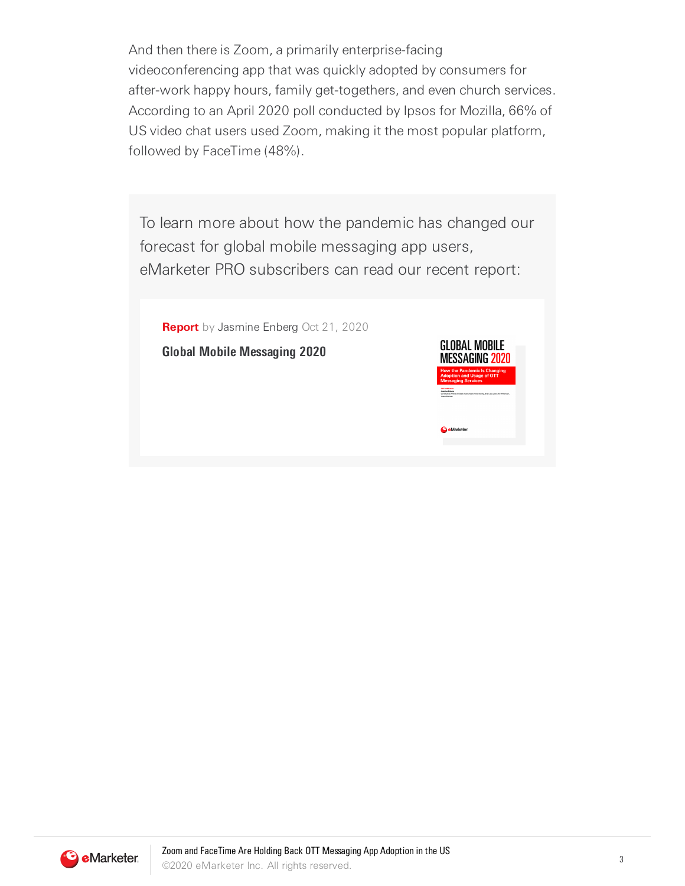And then there is Zoom, a primarily enterprise-facing videoconferencing app that was quickly adopted by consumers for after-work happy hours, family get-togethers, and even church services. According to an April 2020 poll conducted by Ipsos for Mozilla, 66% of US video chat users used Zoom, making it the most popular platform, followed by FaceTime (48%).

To learn more about how the pandemic has changed our forecast for global mobile messaging app users, eMarketer PRO subscribers can read our recent report:

**Report** by Jasmine Enberg Oct 21, 2020

**Global Mobile Messaging 2020**